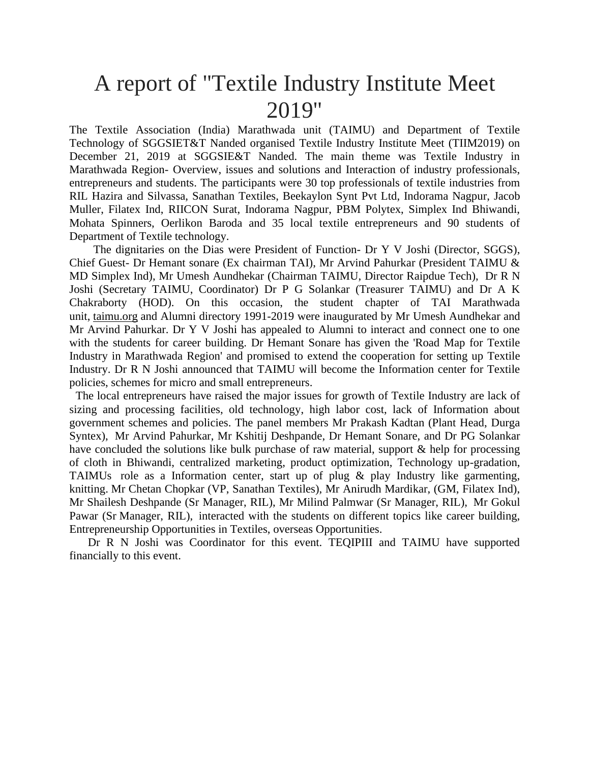# A report of "Textile Industry Institute Meet 2019"

The Textile Association (India) Marathwada unit (TAIMU) and Department of Textile Technology of SGGSIET&T Nanded organised Textile Industry Institute Meet (TIIM2019) on December 21, 2019 at SGGSIE&T Nanded. The main theme was Textile Industry in Marathwada Region- Overview, issues and solutions and Interaction of industry professionals, entrepreneurs and students. The participants were 30 top professionals of textile industries from RIL Hazira and Silvassa, Sanathan Textiles, Beekaylon Synt Pvt Ltd, Indorama Nagpur, Jacob Muller, Filatex Ind, RIICON Surat, Indorama Nagpur, PBM Polytex, Simplex Ind Bhiwandi, Mohata Spinners, Oerlikon Baroda and 35 local textile entrepreneurs and 90 students of Department of Textile technology.

The dignitaries on the Dias were President of Function- Dr Y V Joshi (Director, SGGS), Chief Guest- Dr Hemant sonare (Ex chairman TAI), Mr Arvind Pahurkar (President TAIMU & MD Simplex Ind), Mr Umesh Aundhekar (Chairman TAIMU, Director Raipdue Tech), Dr R N Joshi (Secretary TAIMU, Coordinator) Dr P G Solankar (Treasurer TAIMU) and Dr A K Chakraborty (HOD). On this occasion, the student chapter of TAI Marathwada unit, taimu.org and Alumni directory 1991-2019 were inaugurated by Mr Umesh Aundhekar and Mr Arvind Pahurkar. Dr Y V Joshi has appealed to Alumni to interact and connect one to one with the students for career building. Dr Hemant Sonare has given the 'Road Map for Textile Industry in Marathwada Region' and promised to extend the cooperation for setting up Textile Industry. Dr R N Joshi announced that TAIMU will become the Information center for Textile policies, schemes for micro and small entrepreneurs.

The local entrepreneurs have raised the major issues for growth of Textile Industry are lack of sizing and processing facilities, old technology, high labor cost, lack of Information about government schemes and policies. The panel members Mr Prakash Kadtan (Plant Head, Durga Syntex), Mr Arvind Pahurkar, Mr Kshitij Deshpande, Dr Hemant Sonare, and Dr PG Solankar have concluded the solutions like bulk purchase of raw material, support & help for processing of cloth in Bhiwandi, centralized marketing, product optimization, Technology up-gradation, TAIMUs role as a Information center, start up of plug & play Industry like garmenting, knitting. Mr Chetan Chopkar (VP, Sanathan Textiles), Mr Anirudh Mardikar, (GM, Filatex Ind), Mr Shailesh Deshpande (Sr Manager, RIL), Mr Milind Palmwar (Sr Manager, RIL), Mr Gokul Pawar (Sr Manager, RIL), interacted with the students on different topics like career building, Entrepreneurship Opportunities in Textiles, overseas Opportunities.

Dr R N Joshi was Coordinator for this event. TEQIPIII and TAIMU have supported financially to this event.